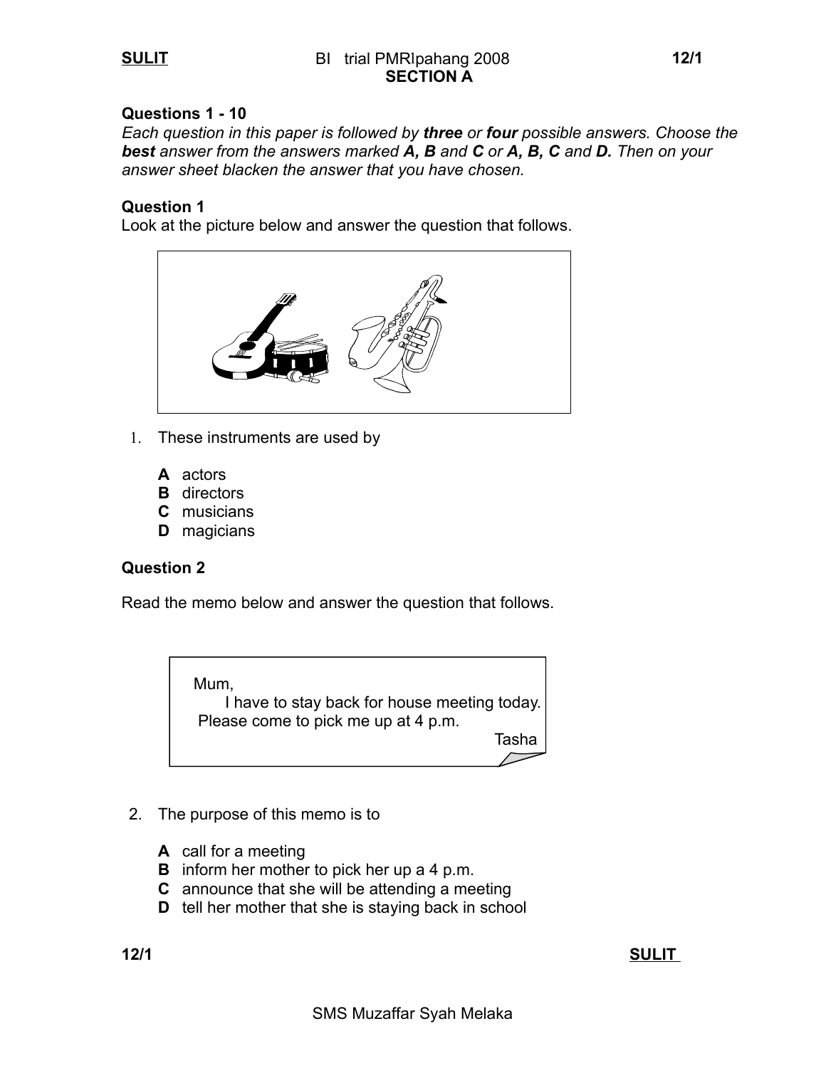## SECTION A

**Questions 1 - 10**

*Each question in this paper is followed by **three** or **four** possible answers. Choose the **best** answer from the answers marked **A, B** and **C** or **A, B, C** and **D.** Then on your answer sheet blacken the answer that you have chosen.*

**Question 1**

Look at the picture below and answer the question that follows.

1. These instruments are used by

   **A** actors
   **B** directors
   **C** musicians
   **D** magicians

**Question 2**

Read the memo below and answer the question that follows.

> Mum,
> I have to stay back for house meeting today.
> Please come to pick me up at 4 p.m.
> Tasha

2. The purpose of this memo is to

   **A** call for a meeting
   **B** inform her mother to pick her up a 4 p.m.
   **C** announce that she will be attending a meeting
   **D** tell her mother that she is staying back in school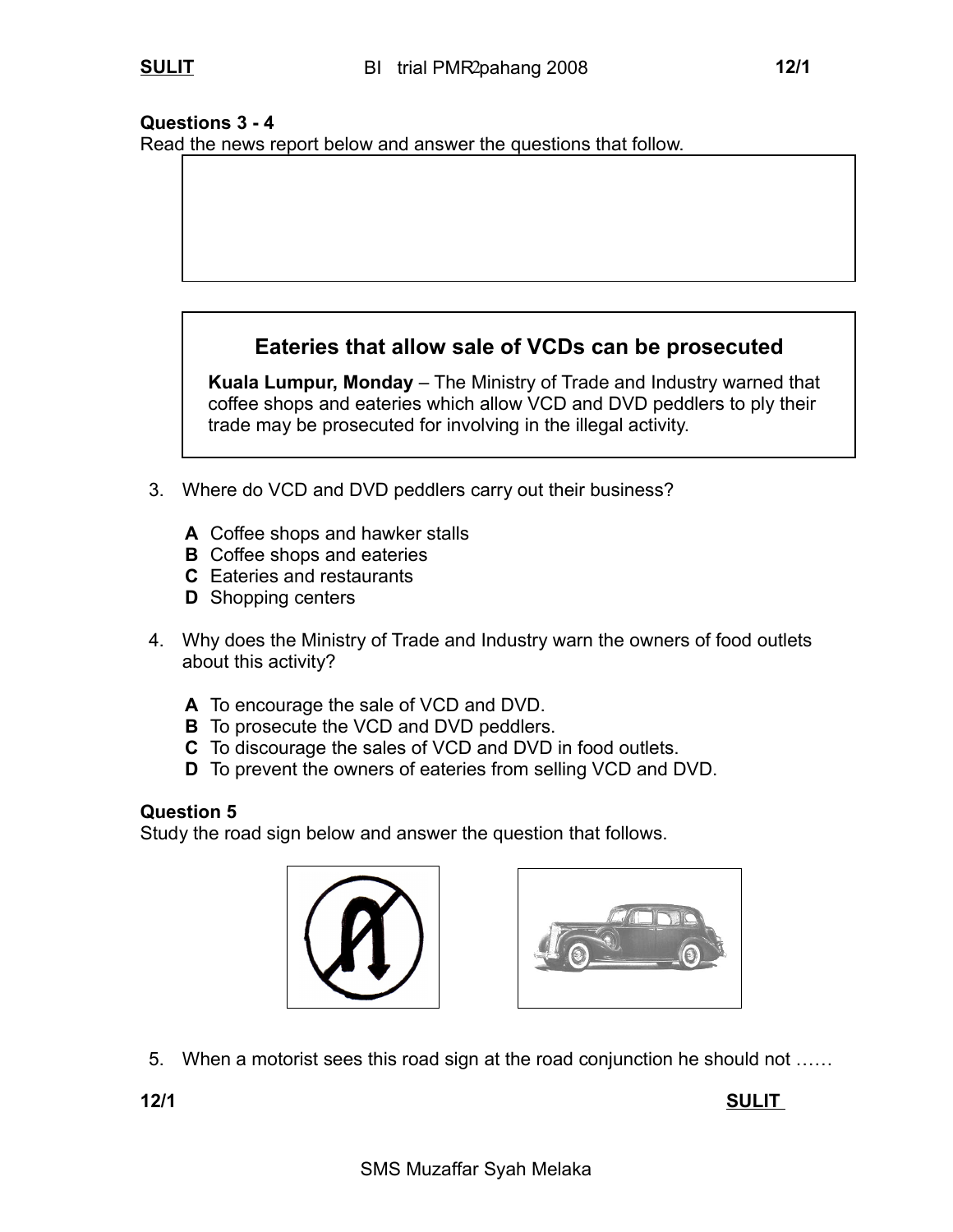**Questions 3 - 4**
Read the news report below and answer the questions that follow.

**Eateries that allow sale of VCDs can be prosecuted**

**Kuala Lumpur, Monday** – The Ministry of Trade and Industry warned that coffee shops and eateries which allow VCD and DVD peddlers to ply their trade may be prosecuted for involving in the illegal activity.

3. Where do VCD and DVD peddlers carry out their business?

   **A** Coffee shops and hawker stalls
   **B** Coffee shops and eateries
   **C** Eateries and restaurants
   **D** Shopping centers

4. Why does the Ministry of Trade and Industry warn the owners of food outlets about this activity?

   **A** To encourage the sale of VCD and DVD.
   **B** To prosecute the VCD and DVD peddlers.
   **C** To discourage the sales of VCD and DVD in food outlets.
   **D** To prevent the owners of eateries from selling VCD and DVD.

**Question 5**
Study the road sign below and answer the question that follows.

5. When a motorist sees this road sign at the road conjunction he should not ……

SMS Muzaffar Syah Melaka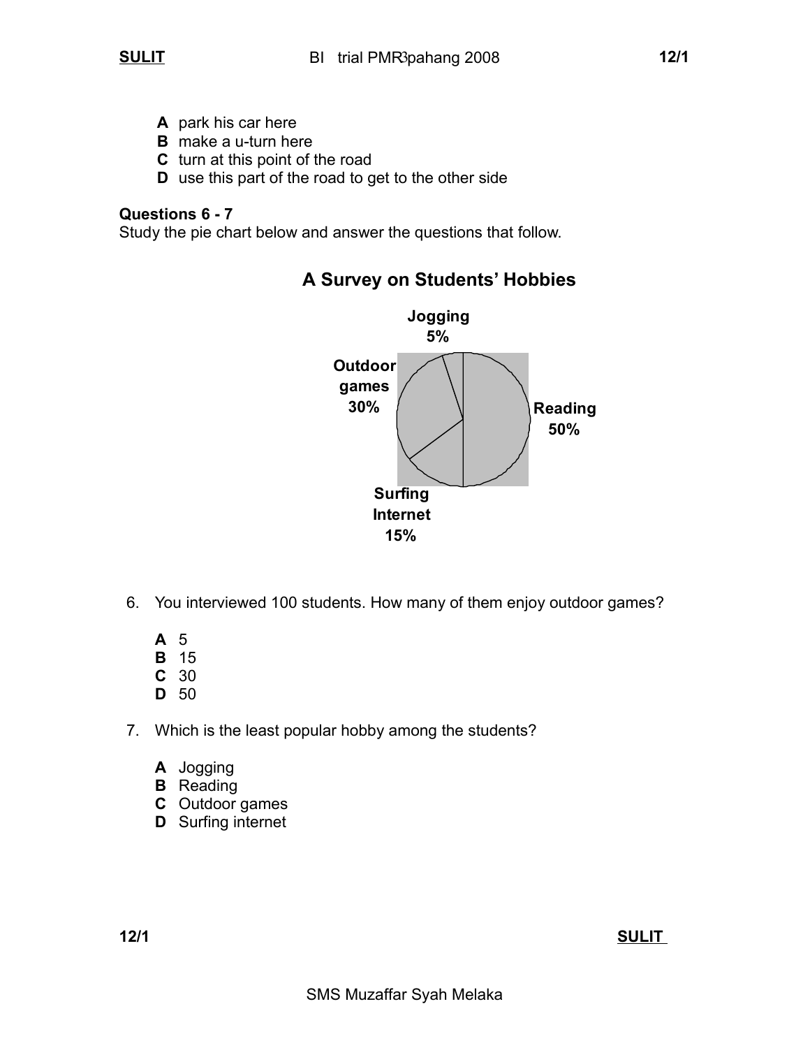**A** park his car here
**B** make a u-turn here
**C** turn at this point of the road
**D** use this part of the road to get to the other side

**Questions 6 - 7**
Study the pie chart below and answer the questions that follow.

**A Survey on Students' Hobbies**

**Jogging 5%**
**Outdoor games 30%**
**Reading 50%**
**Surfing Internet 15%**

6. You interviewed 100 students. How many of them enjoy outdoor games?

   **A** 5
   **B** 15
   **C** 30
   **D** 50

7. Which is the least popular hobby among the students?

   **A** Jogging
   **B** Reading
   **C** Outdoor games
   **D** Surfing internet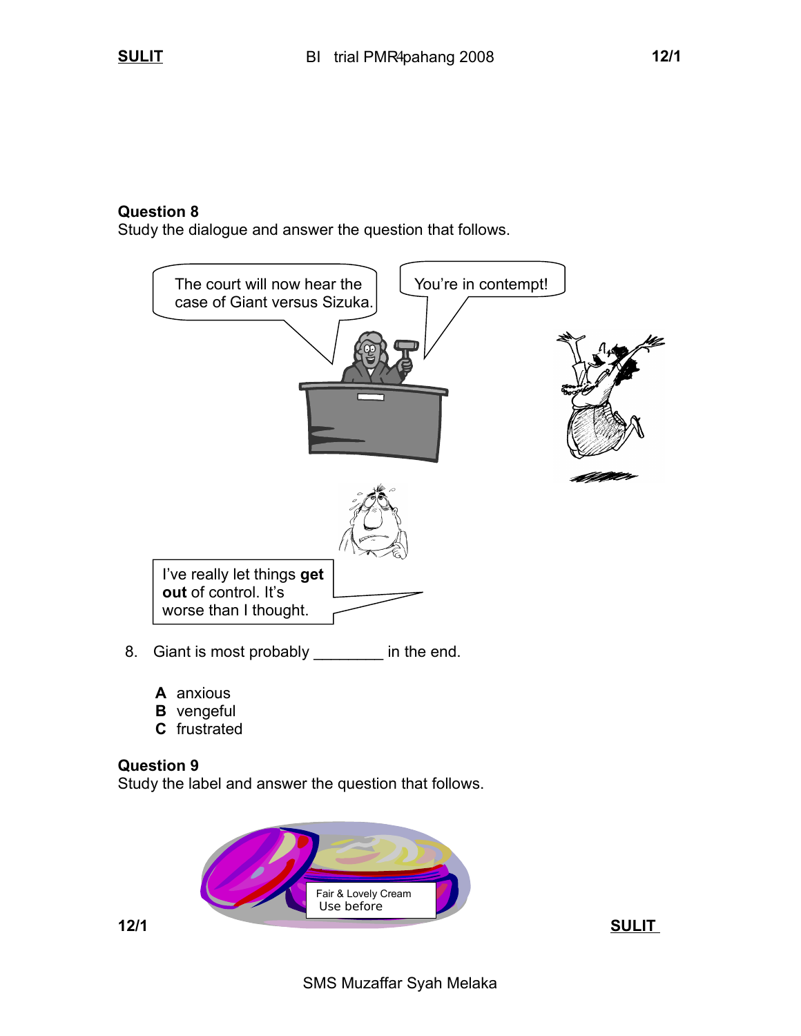## Question 8

Study the dialogue and answer the question that follows.

The court will now hear the case of Giant versus Sizuka.

You're in contempt!

I've really let things **get out** of control. It's worse than I thought.

8. Giant is most probably ________ in the end.

**A** anxious
**B** vengeful
**C** frustrated

## Question 9

Study the label and answer the question that follows.

Fair & Lovely Cream
Use before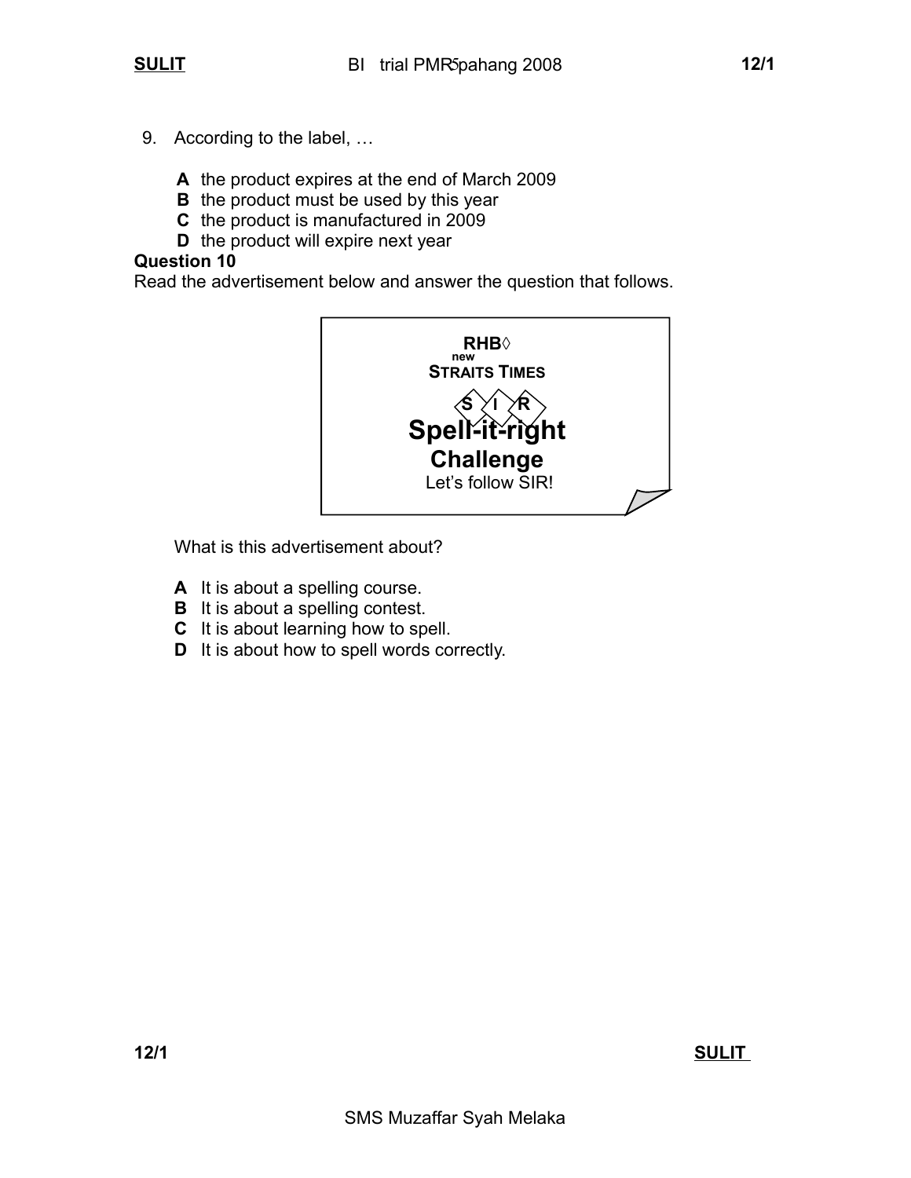9. According to the label, …

   **A** the product expires at the end of March 2009
   **B** the product must be used by this year
   **C** the product is manufactured in 2009
   **D** the product will expire next year

**Question 10**
Read the advertisement below and answer the question that follows.

> **RHB◊**
> **new**
> **STRAITS TIMES**
> **S I R**
> **Spell-it-right**
> **Challenge**
> Let's follow SIR!

What is this advertisement about?

**A** It is about a spelling course.
**B** It is about a spelling contest.
**C** It is about learning how to spell.
**D** It is about how to spell words correctly.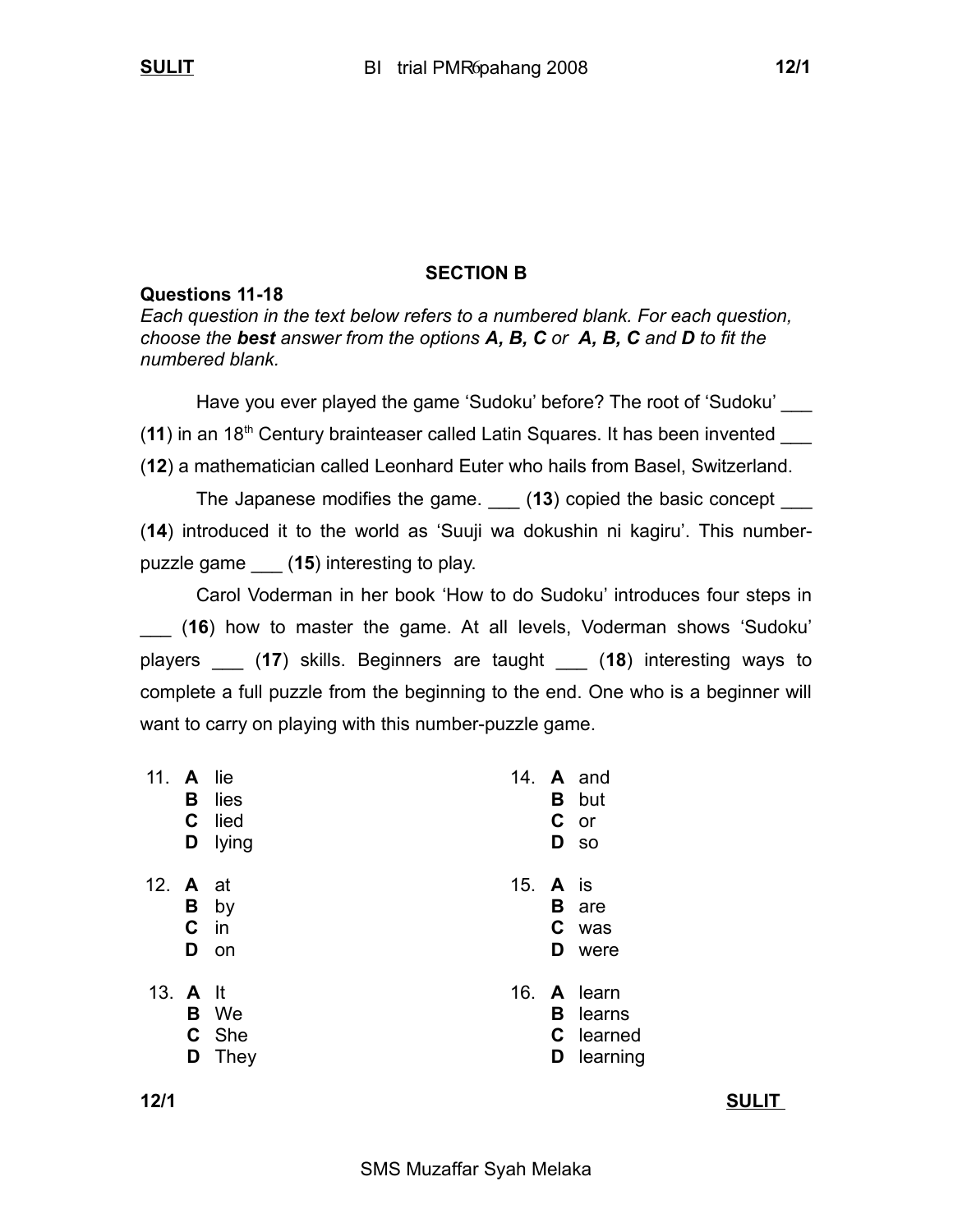## SECTION B

**Questions 11-18**

*Each question in the text below refers to a numbered blank. For each question, choose the **best** answer from the options **A, B, C** or **A, B, C** and **D** to fit the numbered blank.*

Have you ever played the game 'Sudoku' before? The root of 'Sudoku' ___ (**11**) in an 18th Century brainteaser called Latin Squares. It has been invented ___ (**12**) a mathematician called Leonhard Euter who hails from Basel, Switzerland.

The Japanese modifies the game. ___ (**13**) copied the basic concept ___ (**14**) introduced it to the world as 'Suuji wa dokushin ni kagiru'. This number-puzzle game ___ (**15**) interesting to play.

Carol Voderman in her book 'How to do Sudoku' introduces four steps in ___ (**16**) how to master the game. At all levels, Voderman shows 'Sudoku' players ___ (**17**) skills. Beginners are taught ___ (**18**) interesting ways to complete a full puzzle from the beginning to the end. One who is a beginner will want to carry on playing with this number-puzzle game.

11. **A** lie
    **B** lies
    **C** lied
    **D** lying

12. **A** at
    **B** by
    **C** in
    **D** on

13. **A** It
    **B** We
    **C** She
    **D** They

14. **A** and
    **B** but
    **C** or
    **D** so

15. **A** is
    **B** are
    **C** was
    **D** were

16. **A** learn
    **B** learns
    **C** learned
    **D** learning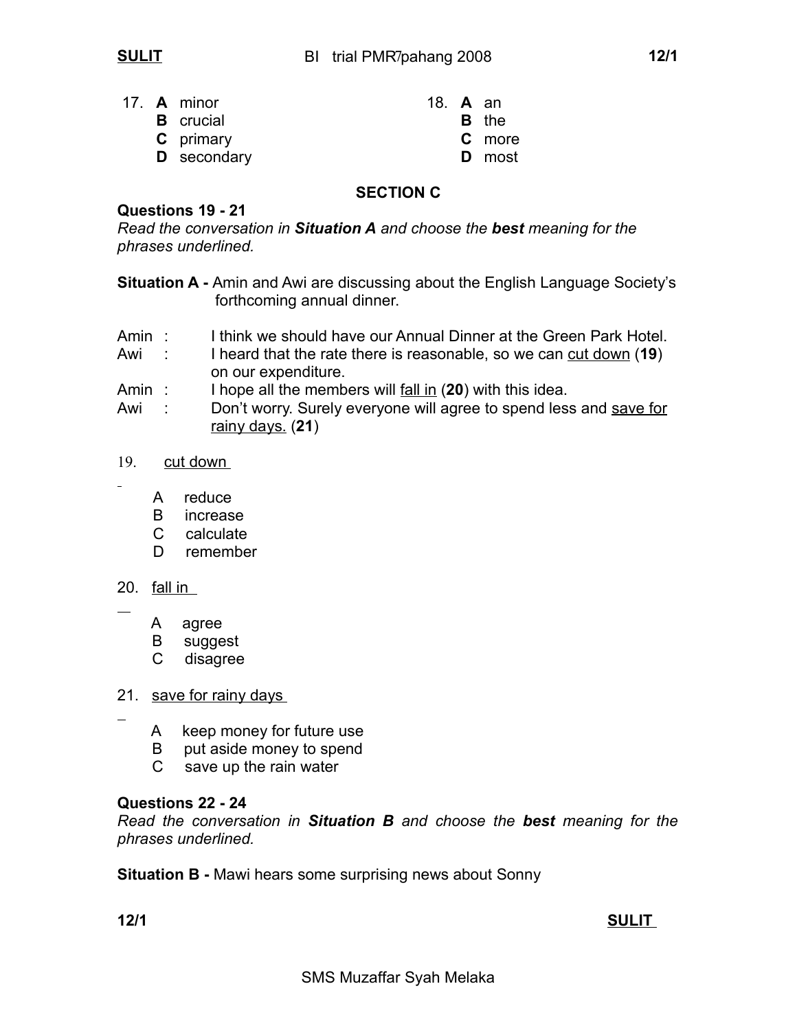17. **A** minor
    **B** crucial
    **C** primary
    **D** secondary

18. **A** an
    **B** the
    **C** more
    **D** most

## SECTION C

**Questions 19 - 21**

*Read the conversation in **Situation A** and choose the **best** meaning for the phrases underlined.*

**Situation A -** Amin and Awi are discussing about the English Language Society's forthcoming annual dinner.

Amin : I think we should have our Annual Dinner at the Green Park Hotel.
Awi : I heard that the rate there is reasonable, so we can <u>cut down</u> (**19**) on our expenditure.
Amin : I hope all the members will <u>fall in</u> (**20**) with this idea.
Awi : Don't worry. Surely everyone will agree to spend less and <u>save for rainy days.</u> (**21**)

19. <u>cut down</u>

    A reduce
    B increase
    C calculate
    D remember

20. <u>fall in</u>

    A agree
    B suggest
    C disagree

21. <u>save for rainy days</u>

    A keep money for future use
    B put aside money to spend
    C save up the rain water

**Questions 22 - 24**

*Read the conversation in **Situation B** and choose the **best** meaning for the phrases underlined.*

**Situation B -** Mawi hears some surprising news about Sonny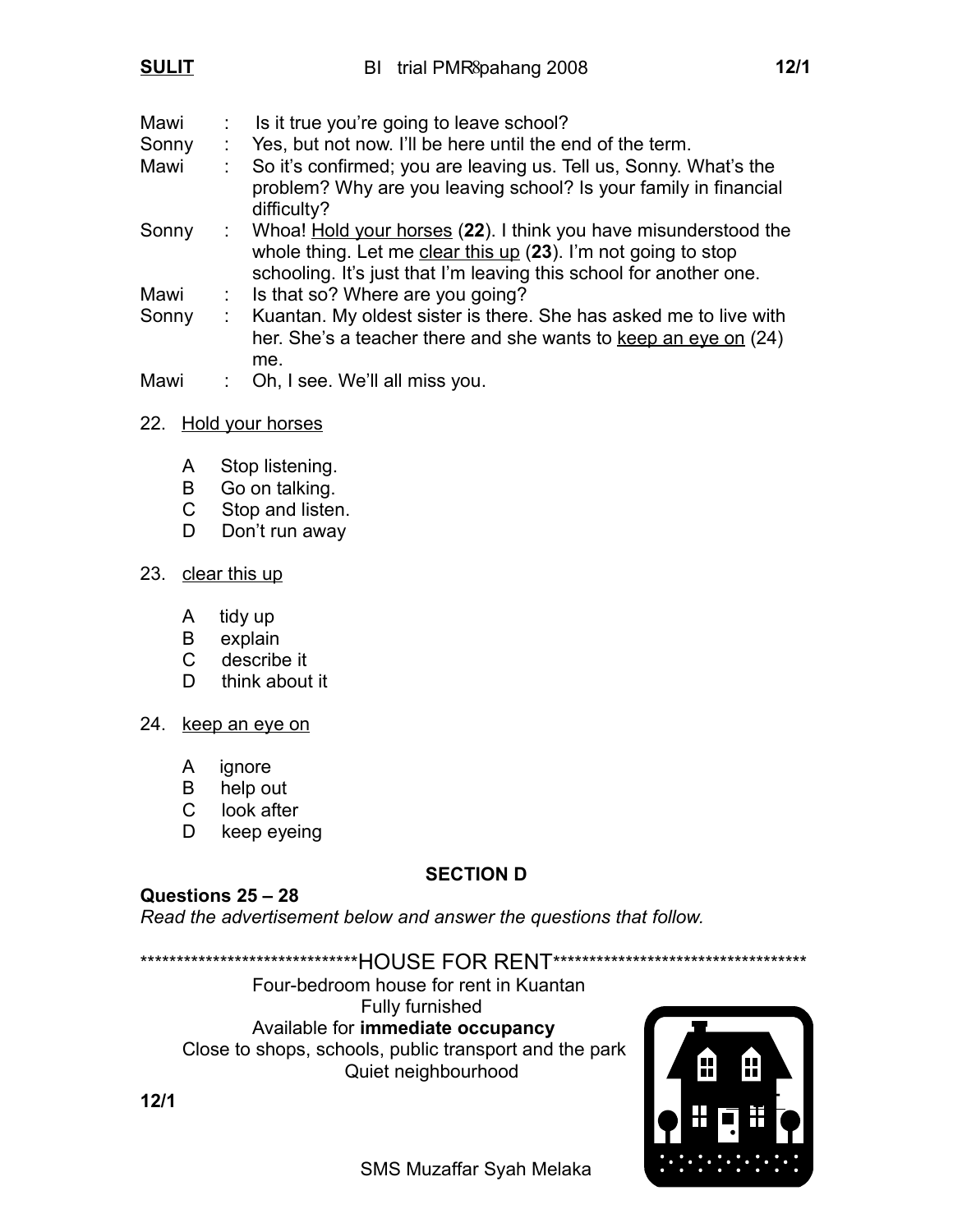Mawi : Is it true you're going to leave school?

Sonny : Yes, but not now. I'll be here until the end of the term.

Mawi : So it's confirmed; you are leaving us. Tell us, Sonny. What's the problem? Why are you leaving school? Is your family in financial difficulty?

Sonny : Whoa! <u>Hold your horses</u> (**22**). I think you have misunderstood the whole thing. Let me <u>clear this up</u> (**23**). I'm not going to stop schooling. It's just that I'm leaving this school for another one.

Mawi : Is that so? Where are you going?

Sonny : Kuantan. My oldest sister is there. She has asked me to live with her. She's a teacher there and she wants to <u>keep an eye on</u> (24) me.

Mawi : Oh, I see. We'll all miss you.

22. <u>Hold your horses</u>

    A Stop listening.
    B Go on talking.
    C Stop and listen.
    D Don't run away

23. <u>clear this up</u>

    A tidy up
    B explain
    C describe it
    D think about it

24. <u>keep an eye on</u>

    A ignore
    B help out
    C look after
    D keep eyeing

## SECTION D

**Questions 25 – 28**

*Read the advertisement below and answer the questions that follow.*

******************************HOUSE FOR RENT************************************

Four-bedroom house for rent in Kuantan
Fully furnished
Available for **immediate occupancy**
Close to shops, schools, public transport and the park
Quiet neighbourhood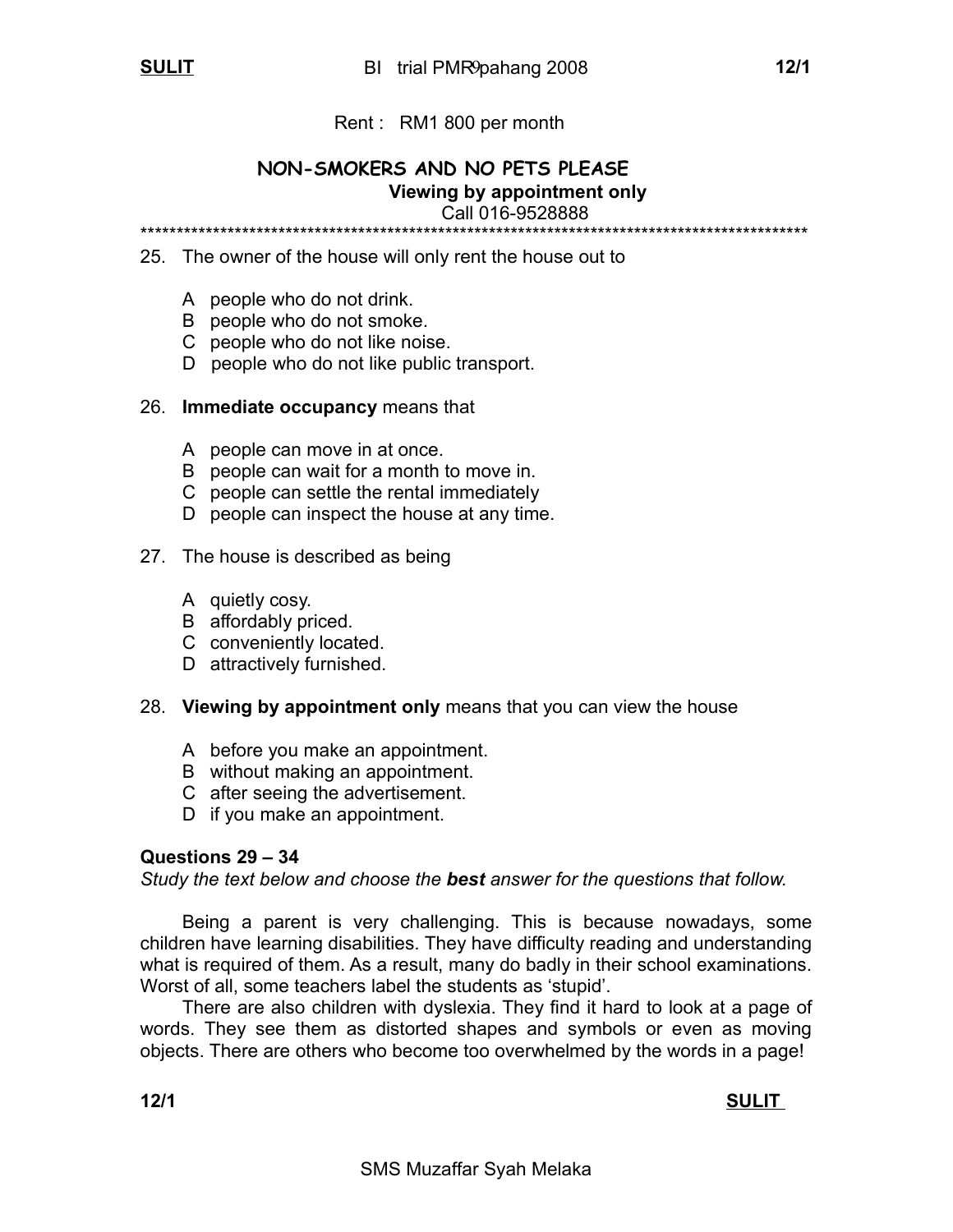Rent : RM1 800 per month

**NON-SMOKERS AND NO PETS PLEASE**

**Viewing by appointment only**

Call 016-9528888

*************************************************************************************************

25. The owner of the house will only rent the house out to

    A people who do not drink.
    B people who do not smoke.
    C people who do not like noise.
    D people who do not like public transport.

26. **Immediate occupancy** means that

    A people can move in at once.
    B people can wait for a month to move in.
    C people can settle the rental immediately
    D people can inspect the house at any time.

27. The house is described as being

    A quietly cosy.
    B affordably priced.
    C conveniently located.
    D attractively furnished.

28. **Viewing by appointment only** means that you can view the house

    A before you make an appointment.
    B without making an appointment.
    C after seeing the advertisement.
    D if you make an appointment.

**Questions 29 – 34**

*Study the text below and choose the **best** answer for the questions that follow.*

Being a parent is very challenging. This is because nowadays, some children have learning disabilities. They have difficulty reading and understanding what is required of them. As a result, many do badly in their school examinations. Worst of all, some teachers label the students as 'stupid'.

There are also children with dyslexia. They find it hard to look at a page of words. They see them as distorted shapes and symbols or even as moving objects. There are others who become too overwhelmed by the words in a page!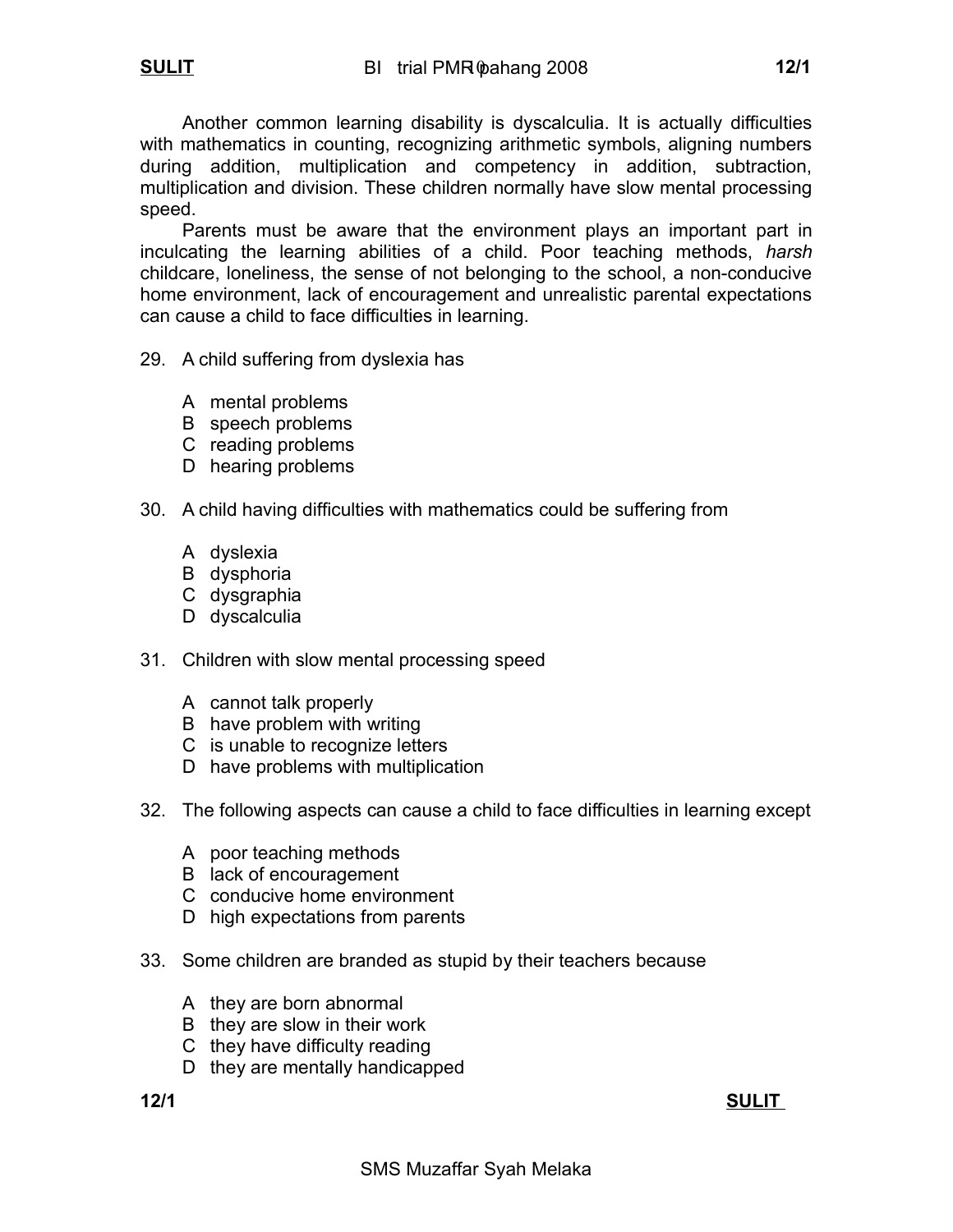Another common learning disability is dyscalculia. It is actually difficulties with mathematics in counting, recognizing arithmetic symbols, aligning numbers during addition, multiplication and competency in addition, subtraction, multiplication and division. These children normally have slow mental processing speed.

Parents must be aware that the environment plays an important part in inculcating the learning abilities of a child. Poor teaching methods, *harsh* childcare, loneliness, the sense of not belonging to the school, a non-conducive home environment, lack of encouragement and unrealistic parental expectations can cause a child to face difficulties in learning.

29. A child suffering from dyslexia has

   A mental problems
   B speech problems
   C reading problems
   D hearing problems

30. A child having difficulties with mathematics could be suffering from

   A dyslexia
   B dysphoria
   C dysgraphia
   D dyscalculia

31. Children with slow mental processing speed

   A cannot talk properly
   B have problem with writing
   C is unable to recognize letters
   D have problems with multiplication

32. The following aspects can cause a child to face difficulties in learning except

   A poor teaching methods
   B lack of encouragement
   C conducive home environment
   D high expectations from parents

33. Some children are branded as stupid by their teachers because

   A they are born abnormal
   B they are slow in their work
   C they have difficulty reading
   D they are mentally handicapped

SMS Muzaffar Syah Melaka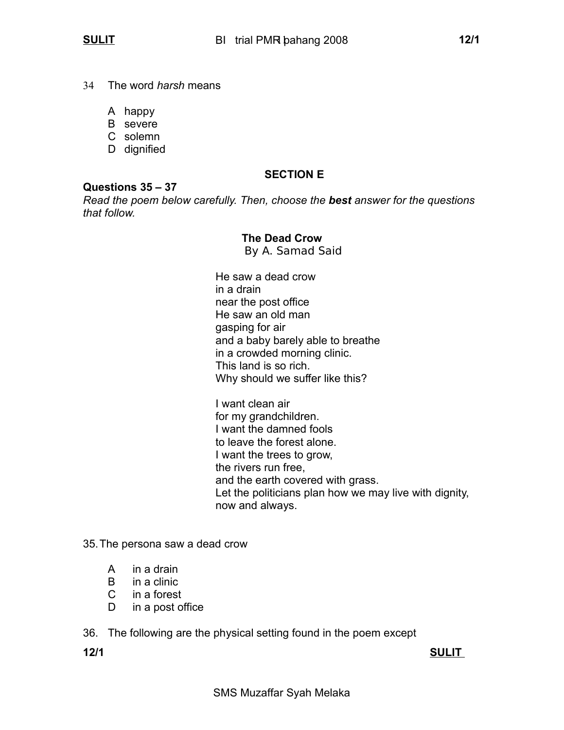34 The word *harsh* means

A happy
B severe
C solemn
D dignified

## SECTION E

**Questions 35 – 37**

*Read the poem below carefully. Then, choose the **best** answer for the questions that follow.*

**The Dead Crow**
By A. Samad Said

He saw a dead crow
in a drain
near the post office
He saw an old man
gasping for air
and a baby barely able to breathe
in a crowded morning clinic.
This land is so rich.
Why should we suffer like this?

I want clean air
for my grandchildren.
I want the damned fools
to leave the forest alone.
I want the trees to grow,
the rivers run free,
and the earth covered with grass.
Let the politicians plan how we may live with dignity,
now and always.

35. The persona saw a dead crow

A in a drain
B in a clinic
C in a forest
D in a post office

36. The following are the physical setting found in the poem except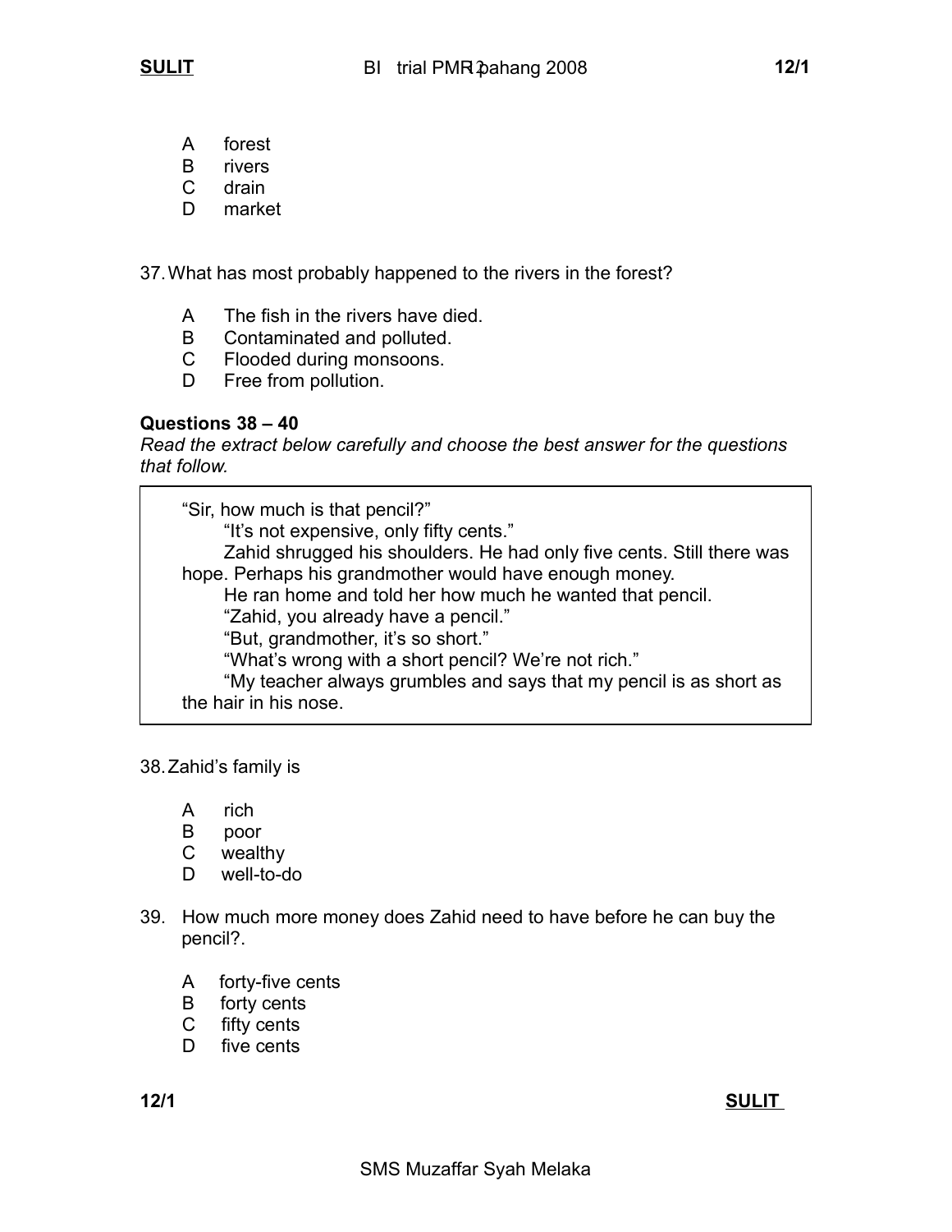A forest
B rivers
C drain
D market

37. What has most probably happened to the rivers in the forest?

A The fish in the rivers have died.
B Contaminated and polluted.
C Flooded during monsoons.
D Free from pollution.

**Questions 38 – 40**

*Read the extract below carefully and choose the best answer for the questions that follow.*

> "Sir, how much is that pencil?"
>
> "It's not expensive, only fifty cents."
>
> Zahid shrugged his shoulders. He had only five cents. Still there was hope. Perhaps his grandmother would have enough money.
>
> He ran home and told her how much he wanted that pencil.
>
> "Zahid, you already have a pencil."
>
> "But, grandmother, it's so short."
>
> "What's wrong with a short pencil? We're not rich."
>
> "My teacher always grumbles and says that my pencil is as short as the hair in his nose.

38. Zahid's family is

A rich
B poor
C wealthy
D well-to-do

39. How much more money does Zahid need to have before he can buy the pencil?.

A forty-five cents
B forty cents
C fifty cents
D five cents

SMS Muzaffar Syah Melaka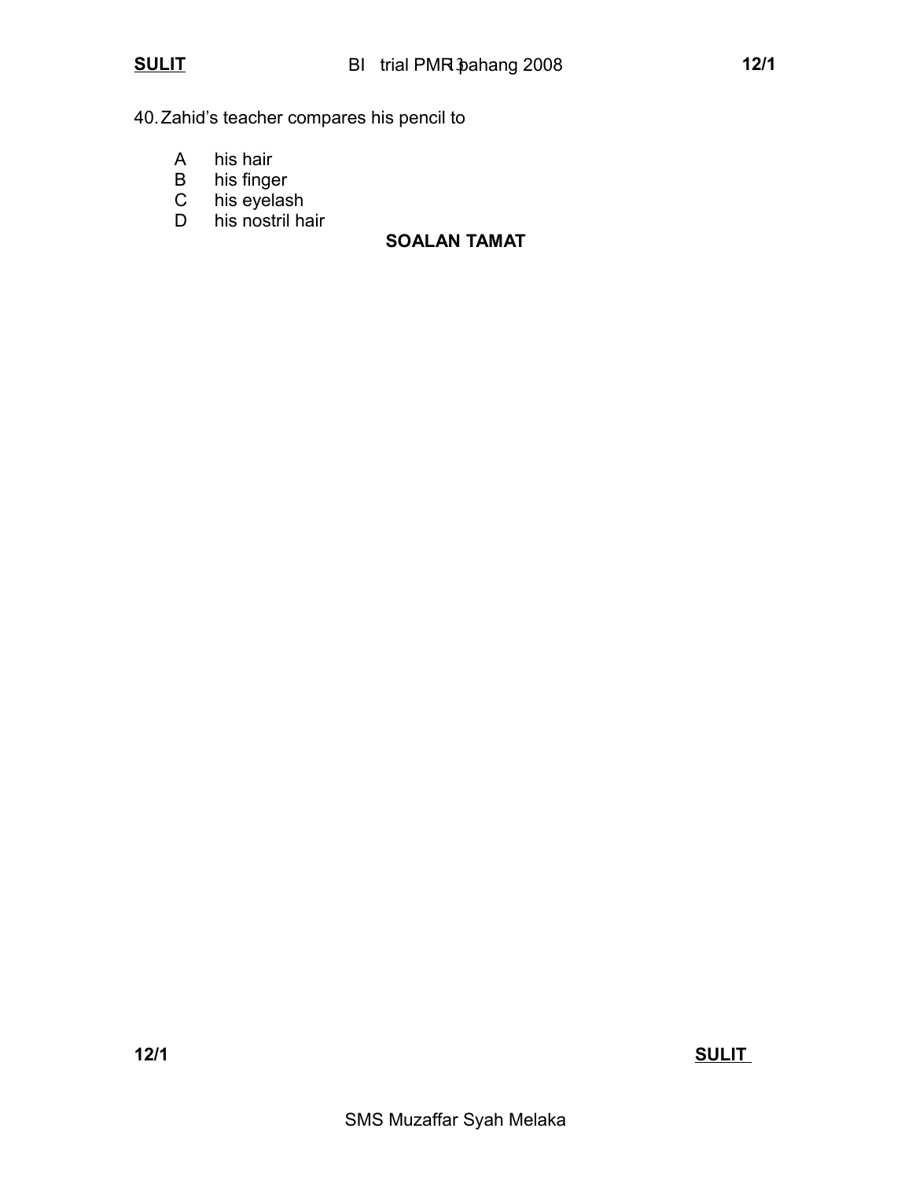40. Zahid's teacher compares his pencil to

A his hair
B his finger
C his eyelash
D his nostril hair

**SOALAN TAMAT**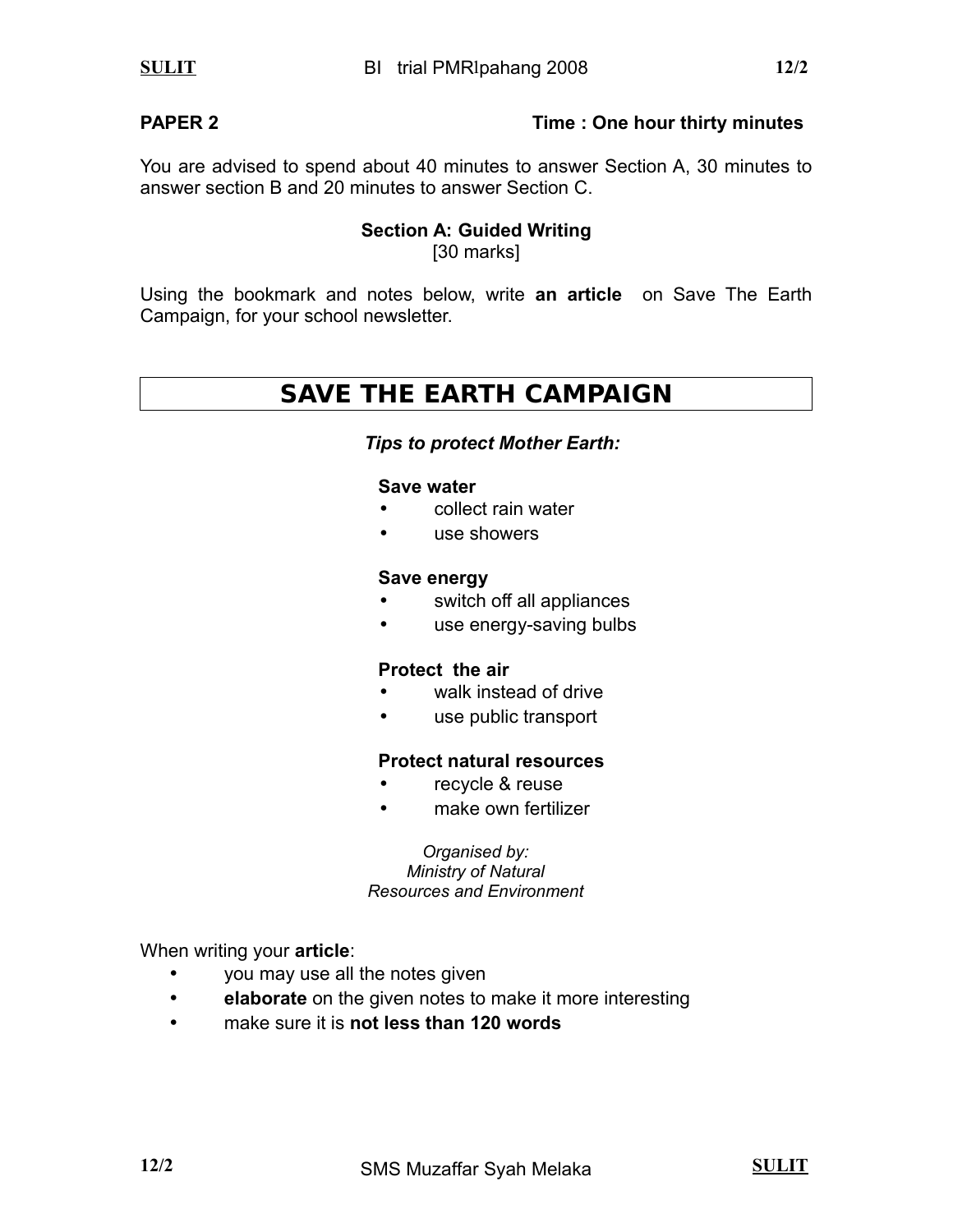**PAPER 2** **Time : One hour thirty minutes**

You are advised to spend about 40 minutes to answer Section A, 30 minutes to answer section B and 20 minutes to answer Section C.

## Section A: Guided Writing

[30 marks]

Using the bookmark and notes below, write **an article** on Save The Earth Campaign, for your school newsletter.

## SAVE THE EARTH CAMPAIGN

***Tips to protect Mother Earth:***

**Save water**
- collect rain water
- use showers

**Save energy**
- switch off all appliances
- use energy-saving bulbs

**Protect the air**
- walk instead of drive
- use public transport

**Protect natural resources**
- recycle & reuse
- make own fertilizer

*Organised by:*
*Ministry of Natural*
*Resources and Environment*

When writing your **article**:
- you may use all the notes given
- **elaborate** on the given notes to make it more interesting
- make sure it is **not less than 120 words**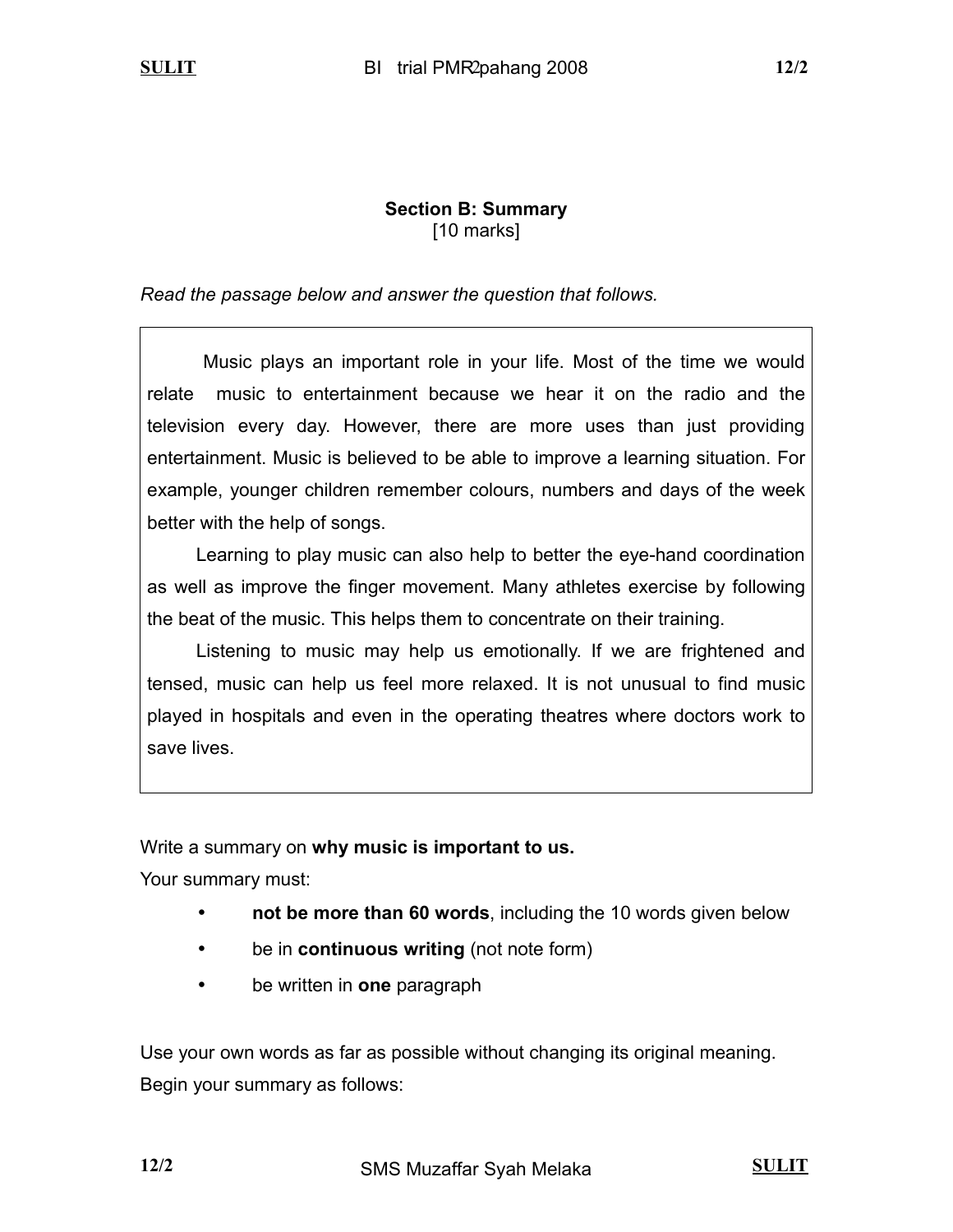## Section B: Summary

[10 marks]

*Read the passage below and answer the question that follows.*

Music plays an important role in your life. Most of the time we would relate music to entertainment because we hear it on the radio and the television every day. However, there are more uses than just providing entertainment. Music is believed to be able to improve a learning situation. For example, younger children remember colours, numbers and days of the week better with the help of songs.

Learning to play music can also help to better the eye-hand coordination as well as improve the finger movement. Many athletes exercise by following the beat of the music. This helps them to concentrate on their training.

Listening to music may help us emotionally. If we are frightened and tensed, music can help us feel more relaxed. It is not unusual to find music played in hospitals and even in the operating theatres where doctors work to save lives.

Write a summary on **why music is important to us.**

Your summary must:

- **not be more than 60 words**, including the 10 words given below
- be in **continuous writing** (not note form)
- be written in **one** paragraph

Use your own words as far as possible without changing its original meaning.

Begin your summary as follows: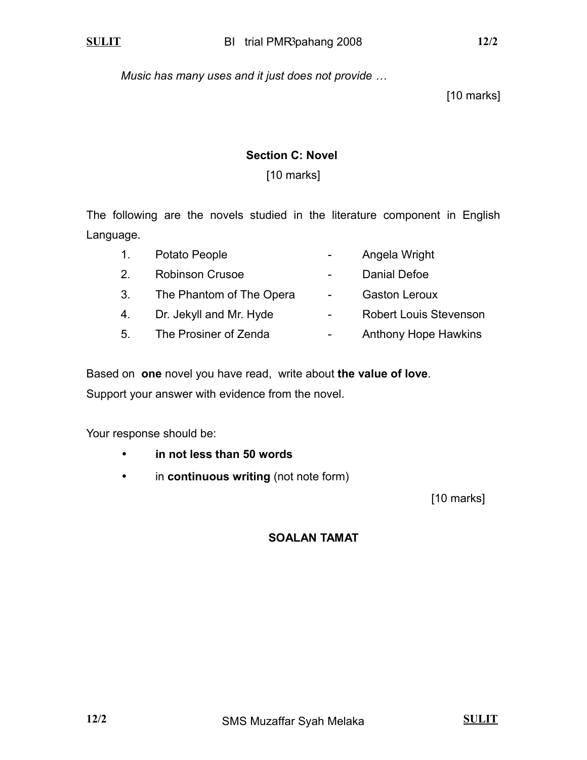*Music has many uses and it just does not provide …*

[10 marks]

## Section C: Novel

[10 marks]

The following are the novels studied in the literature component in English Language.

1. Potato People - Angela Wright
2. Robinson Crusoe - Danial Defoe
3. The Phantom of The Opera - Gaston Leroux
4. Dr. Jekyll and Mr. Hyde - Robert Louis Stevenson
5. The Prosiner of Zenda - Anthony Hope Hawkins

Based on **one** novel you have read, write about **the value of love**.
Support your answer with evidence from the novel.

Your response should be:

- **in not less than 50 words**
- in **continuous writing** (not note form)

[10 marks]

**SOALAN TAMAT**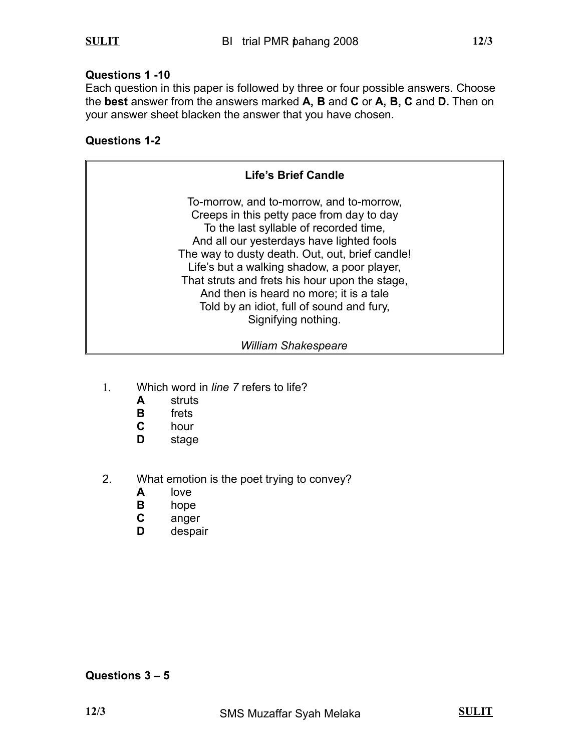**Questions 1 -10**

Each question in this paper is followed by three or four possible answers. Choose the **best** answer from the answers marked **A, B** and **C** or **A, B, C** and **D.** Then on your answer sheet blacken the answer that you have chosen.

**Questions 1-2**

**Life's Brief Candle**

To-morrow, and to-morrow, and to-morrow,
Creeps in this petty pace from day to day
To the last syllable of recorded time,
And all our yesterdays have lighted fools
The way to dusty death. Out, out, brief candle!
Life's but a walking shadow, a poor player,
That struts and frets his hour upon the stage,
And then is heard no more; it is a tale
Told by an idiot, full of sound and fury,
Signifying nothing.

*William Shakespeare*

1. Which word in *line 7* refers to life?
   - **A** struts
   - **B** frets
   - **C** hour
   - **D** stage

2. What emotion is the poet trying to convey?
   - **A** love
   - **B** hope
   - **C** anger
   - **D** despair

**Questions 3 – 5**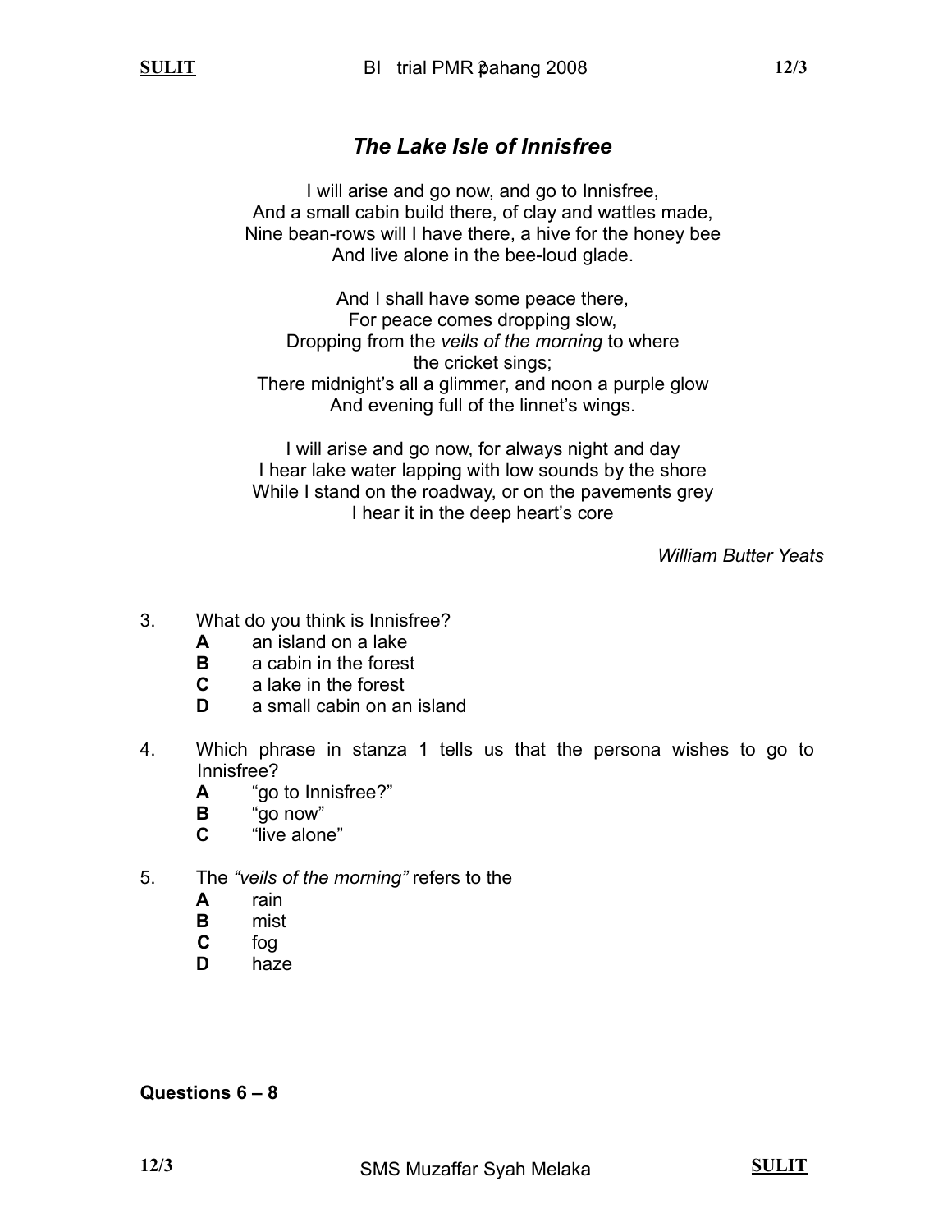## *The Lake Isle of Innisfree*

I will arise and go now, and go to Innisfree,  
And a small cabin build there, of clay and wattles made,  
Nine bean-rows will I have there, a hive for the honey bee  
And live alone in the bee-loud glade.

And I shall have some peace there,  
For peace comes dropping slow,  
Dropping from the *veils of the morning* to where  
the cricket sings;  
There midnight's all a glimmer, and noon a purple glow  
And evening full of the linnet's wings.

I will arise and go now, for always night and day  
I hear lake water lapping with low sounds by the shore  
While I stand on the roadway, or on the pavements grey  
I hear it in the deep heart's core

*William Butter Yeats*

3. What do you think is Innisfree?
   - **A** an island on a lake
   - **B** a cabin in the forest
   - **C** a lake in the forest
   - **D** a small cabin on an island

4. Which phrase in stanza 1 tells us that the persona wishes to go to Innisfree?
   - **A** "go to Innisfree?"
   - **B** "go now"
   - **C** "live alone"

5. The *"veils of the morning"* refers to the
   - **A** rain
   - **B** mist
   - **C** fog
   - **D** haze

**Questions 6 – 8**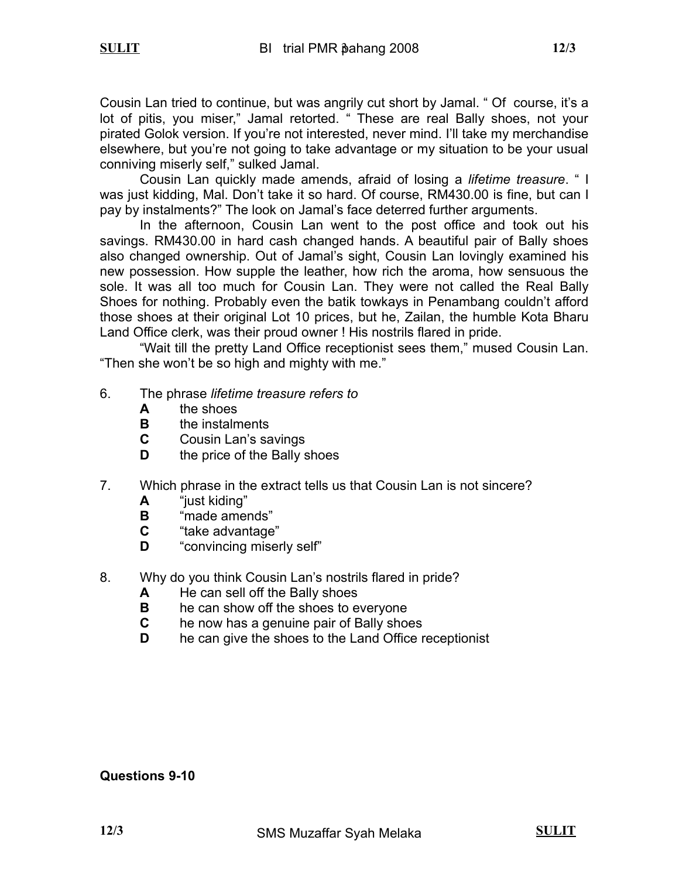Cousin Lan tried to continue, but was angrily cut short by Jamal. " Of course, it's a lot of pitis, you miser," Jamal retorted. " These are real Bally shoes, not your pirated Golok version. If you're not interested, never mind. I'll take my merchandise elsewhere, but you're not going to take advantage or my situation to be your usual conniving miserly self," sulked Jamal.

Cousin Lan quickly made amends, afraid of losing a *lifetime treasure*. " I was just kidding, Mal. Don't take it so hard. Of course, RM430.00 is fine, but can I pay by instalments?" The look on Jamal's face deterred further arguments.

In the afternoon, Cousin Lan went to the post office and took out his savings. RM430.00 in hard cash changed hands. A beautiful pair of Bally shoes also changed ownership. Out of Jamal's sight, Cousin Lan lovingly examined his new possession. How supple the leather, how rich the aroma, how sensuous the sole. It was all too much for Cousin Lan. They were not called the Real Bally Shoes for nothing. Probably even the batik towkays in Penambang couldn't afford those shoes at their original Lot 10 prices, but he, Zailan, the humble Kota Bharu Land Office clerk, was their proud owner ! His nostrils flared in pride.

"Wait till the pretty Land Office receptionist sees them," mused Cousin Lan. "Then she won't be so high and mighty with me."

6. The phrase *lifetime treasure refers to*
   - **A** the shoes
   - **B** the instalments
   - **C** Cousin Lan's savings
   - **D** the price of the Bally shoes

7. Which phrase in the extract tells us that Cousin Lan is not sincere?
   - **A** "just kiding"
   - **B** "made amends"
   - **C** "take advantage"
   - **D** "convincing miserly self"

8. Why do you think Cousin Lan's nostrils flared in pride?
   - **A** He can sell off the Bally shoes
   - **B** he can show off the shoes to everyone
   - **C** he now has a genuine pair of Bally shoes
   - **D** he can give the shoes to the Land Office receptionist

**Questions 9-10**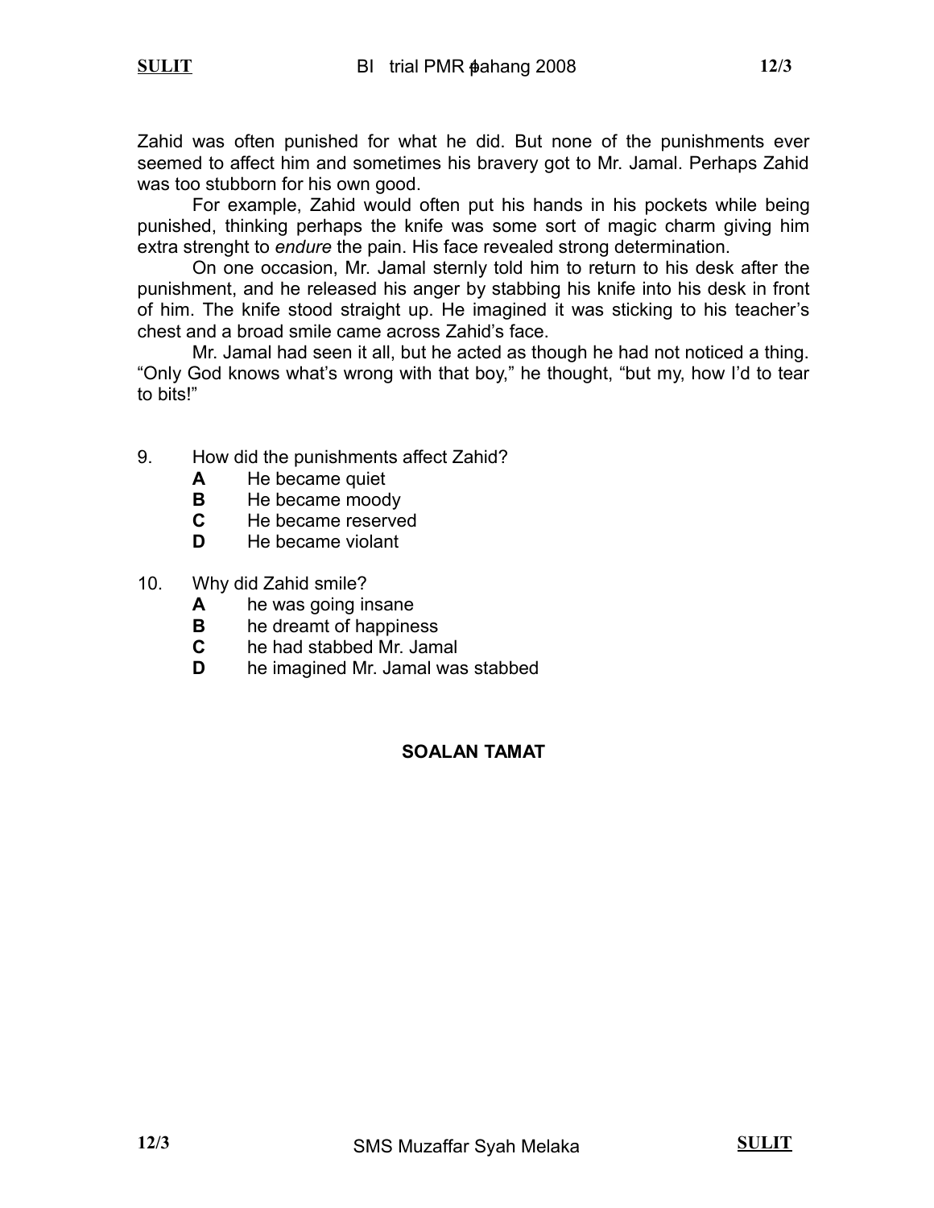Zahid was often punished for what he did. But none of the punishments ever seemed to affect him and sometimes his bravery got to Mr. Jamal. Perhaps Zahid was too stubborn for his own good.

For example, Zahid would often put his hands in his pockets while being punished, thinking perhaps the knife was some sort of magic charm giving him extra strenght to *endure* the pain. His face revealed strong determination.

On one occasion, Mr. Jamal sternly told him to return to his desk after the punishment, and he released his anger by stabbing his knife into his desk in front of him. The knife stood straight up. He imagined it was sticking to his teacher's chest and a broad smile came across Zahid's face.

Mr. Jamal had seen it all, but he acted as though he had not noticed a thing. "Only God knows what's wrong with that boy," he thought, "but my, how I'd to tear to bits!"

9. How did the punishments affect Zahid?
   - **A** He became quiet
   - **B** He became moody
   - **C** He became reserved
   - **D** He became violant

10. Why did Zahid smile?
    - **A** he was going insane
    - **B** he dreamt of happiness
    - **C** he had stabbed Mr. Jamal
    - **D** he imagined Mr. Jamal was stabbed

**SOALAN TAMAT**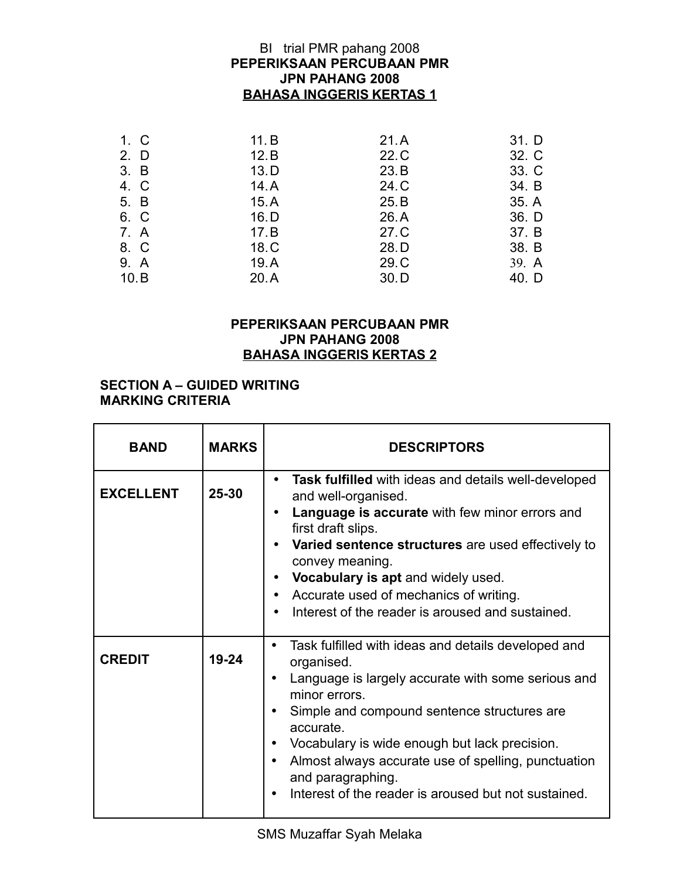BI trial PMR pahang 2008

**PEPERIKSAAN PERCUBAAN PMR**
**JPN PAHANG 2008**
**BAHASA INGGERIS KERTAS 1**

| | | | |
|---|---|---|---|
| 1. C | 11. B | 21. A | 31. D |
| 2. D | 12. B | 22. C | 32. C |
| 3. B | 13. D | 23. B | 33. C |
| 4. C | 14. A | 24. C | 34. B |
| 5. B | 15. A | 25. B | 35. A |
| 6. C | 16. D | 26. A | 36. D |
| 7. A | 17. B | 27. C | 37. B |
| 8. C | 18. C | 28. D | 38. B |
| 9. A | 19. A | 29. C | 39. A |
| 10. B | 20. A | 30. D | 40. D |

**PEPERIKSAAN PERCUBAAN PMR**
**JPN PAHANG 2008**
**BAHASA INGGERIS KERTAS 2**

**SECTION A – GUIDED WRITING**
**MARKING CRITERIA**

| BAND | MARKS | DESCRIPTORS |
|---|---|---|
| **EXCELLENT** | **25-30** | • **Task fulfilled** with ideas and details well-developed and well-organised.<br>• **Language is accurate** with few minor errors and first draft slips.<br>• **Varied sentence structures** are used effectively to convey meaning.<br>• **Vocabulary is apt** and widely used.<br>• Accurate used of mechanics of writing.<br>• Interest of the reader is aroused and sustained. |
| **CREDIT** | **19-24** | • Task fulfilled with ideas and details developed and organised.<br>• Language is largely accurate with some serious and minor errors.<br>• Simple and compound sentence structures are accurate.<br>• Vocabulary is wide enough but lack precision.<br>• Almost always accurate use of spelling, punctuation and paragraphing.<br>• Interest of the reader is aroused but not sustained. |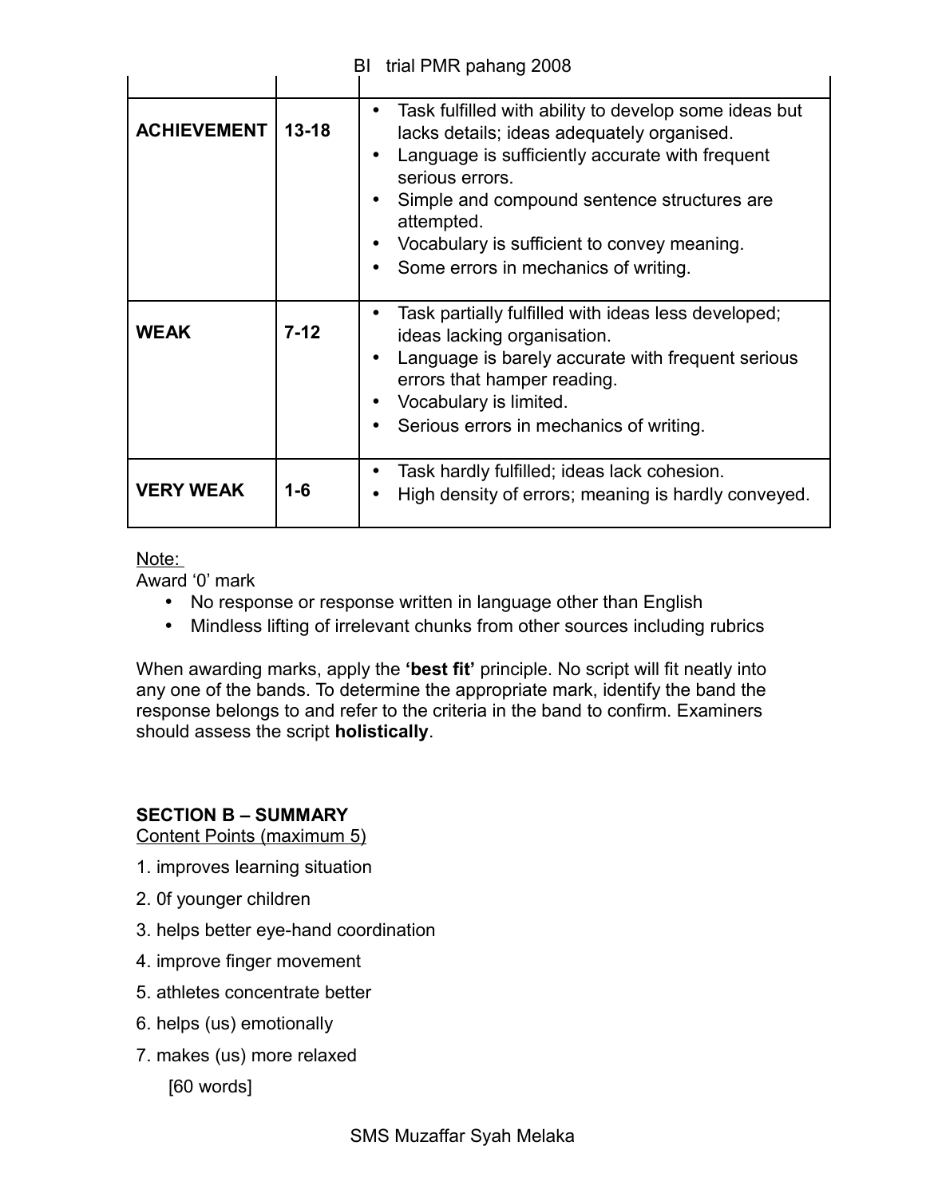| | | |
|---|---|---|
| **ACHIEVEMENT** | **13-18** | • Task fulfilled with ability to develop some ideas but lacks details; ideas adequately organised.<br>• Language is sufficiently accurate with frequent serious errors.<br>• Simple and compound sentence structures are attempted.<br>• Vocabulary is sufficient to convey meaning.<br>• Some errors in mechanics of writing. |
| **WEAK** | **7-12** | • Task partially fulfilled with ideas less developed; ideas lacking organisation.<br>• Language is barely accurate with frequent serious errors that hamper reading.<br>• Vocabulary is limited.<br>• Serious errors in mechanics of writing. |
| **VERY WEAK** | **1-6** | • Task hardly fulfilled; ideas lack cohesion.<br>• High density of errors; meaning is hardly conveyed. |

Note:

Award '0' mark

- No response or response written in language other than English
- Mindless lifting of irrelevant chunks from other sources including rubrics

When awarding marks, apply the **'best fit'** principle. No script will fit neatly into any one of the bands. To determine the appropriate mark, identify the band the response belongs to and refer to the criteria in the band to confirm. Examiners should assess the script **holistically**.

**SECTION B – SUMMARY**

Content Points (maximum 5)

1. improves learning situation
2. 0f younger children
3. helps better eye-hand coordination
4. improve finger movement
5. athletes concentrate better
6. helps (us) emotionally
7. makes (us) more relaxed

[60 words]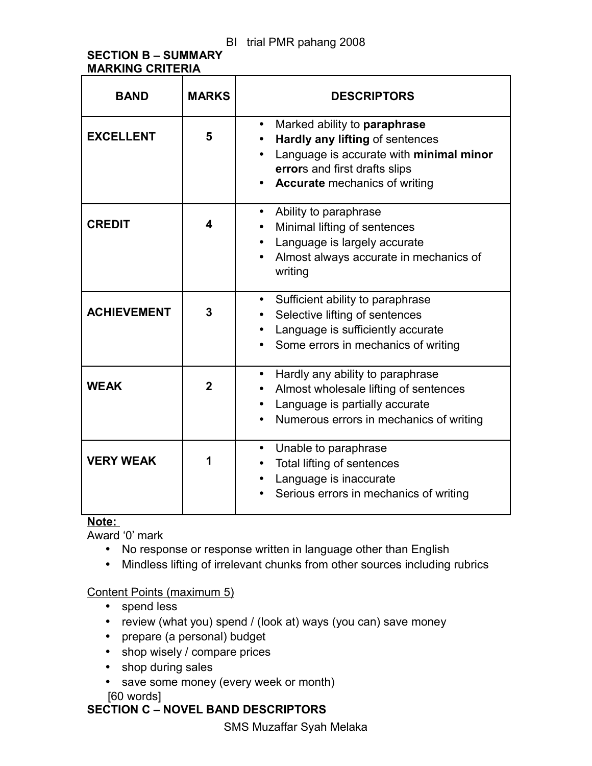BI trial PMR pahang 2008

**SECTION B – SUMMARY**
**MARKING CRITERIA**

| BAND | MARKS | DESCRIPTORS |
|---|---|---|
| **EXCELLENT** | **5** | • Marked ability to **paraphrase**<br>• **Hardly any lifting** of sentences<br>• Language is accurate with **minimal minor error**s and first drafts slips<br>• **Accurate** mechanics of writing |
| **CREDIT** | **4** | • Ability to paraphrase<br>• Minimal lifting of sentences<br>• Language is largely accurate<br>• Almost always accurate in mechanics of writing |
| **ACHIEVEMENT** | **3** | • Sufficient ability to paraphrase<br>• Selective lifting of sentences<br>• Language is sufficiently accurate<br>• Some errors in mechanics of writing |
| **WEAK** | **2** | • Hardly any ability to paraphrase<br>• Almost wholesale lifting of sentences<br>• Language is partially accurate<br>• Numerous errors in mechanics of writing |
| **VERY WEAK** | **1** | • Unable to paraphrase<br>• Total lifting of sentences<br>• Language is inaccurate<br>• Serious errors in mechanics of writing |

**Note:**

Award '0' mark

- No response or response written in language other than English
- Mindless lifting of irrelevant chunks from other sources including rubrics

Content Points (maximum 5)

- spend less
- review (what you) spend / (look at) ways (you can) save money
- prepare (a personal) budget
- shop wisely / compare prices
- shop during sales
- save some money (every week or month)

[60 words]

**SECTION C – NOVEL BAND DESCRIPTORS**

SMS Muzaffar Syah Melaka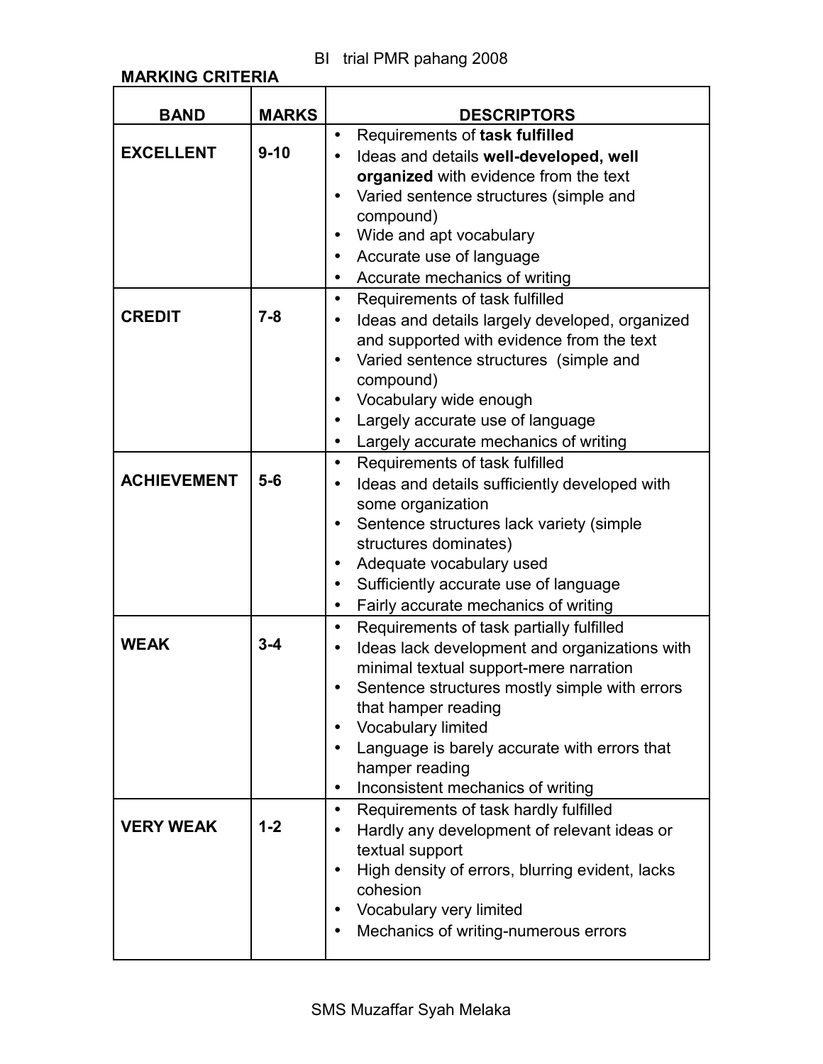**MARKING CRITERIA**

| BAND | MARKS | DESCRIPTORS |
|---|---|---|
| **EXCELLENT** | **9-10** | • Requirements of **task fulfilled**<br>• Ideas and details **well-developed, well organized** with evidence from the text<br>• Varied sentence structures (simple and compound)<br>• Wide and apt vocabulary<br>• Accurate use of language<br>• Accurate mechanics of writing |
| **CREDIT** | **7-8** | • Requirements of task fulfilled<br>• Ideas and details largely developed, organized and supported with evidence from the text<br>• Varied sentence structures (simple and compound)<br>• Vocabulary wide enough<br>• Largely accurate use of language<br>• Largely accurate mechanics of writing |
| **ACHIEVEMENT** | **5-6** | • Requirements of task fulfilled<br>• Ideas and details sufficiently developed with some organization<br>• Sentence structures lack variety (simple structures dominates)<br>• Adequate vocabulary used<br>• Sufficiently accurate use of language<br>• Fairly accurate mechanics of writing |
| **WEAK** | **3-4** | • Requirements of task partially fulfilled<br>• Ideas lack development and organizations with minimal textual support-mere narration<br>• Sentence structures mostly simple with errors that hamper reading<br>• Vocabulary limited<br>• Language is barely accurate with errors that hamper reading<br>• Inconsistent mechanics of writing |
| **VERY WEAK** | **1-2** | • Requirements of task hardly fulfilled<br>• Hardly any development of relevant ideas or textual support<br>• High density of errors, blurring evident, lacks cohesion<br>• Vocabulary very limited<br>• Mechanics of writing-numerous errors |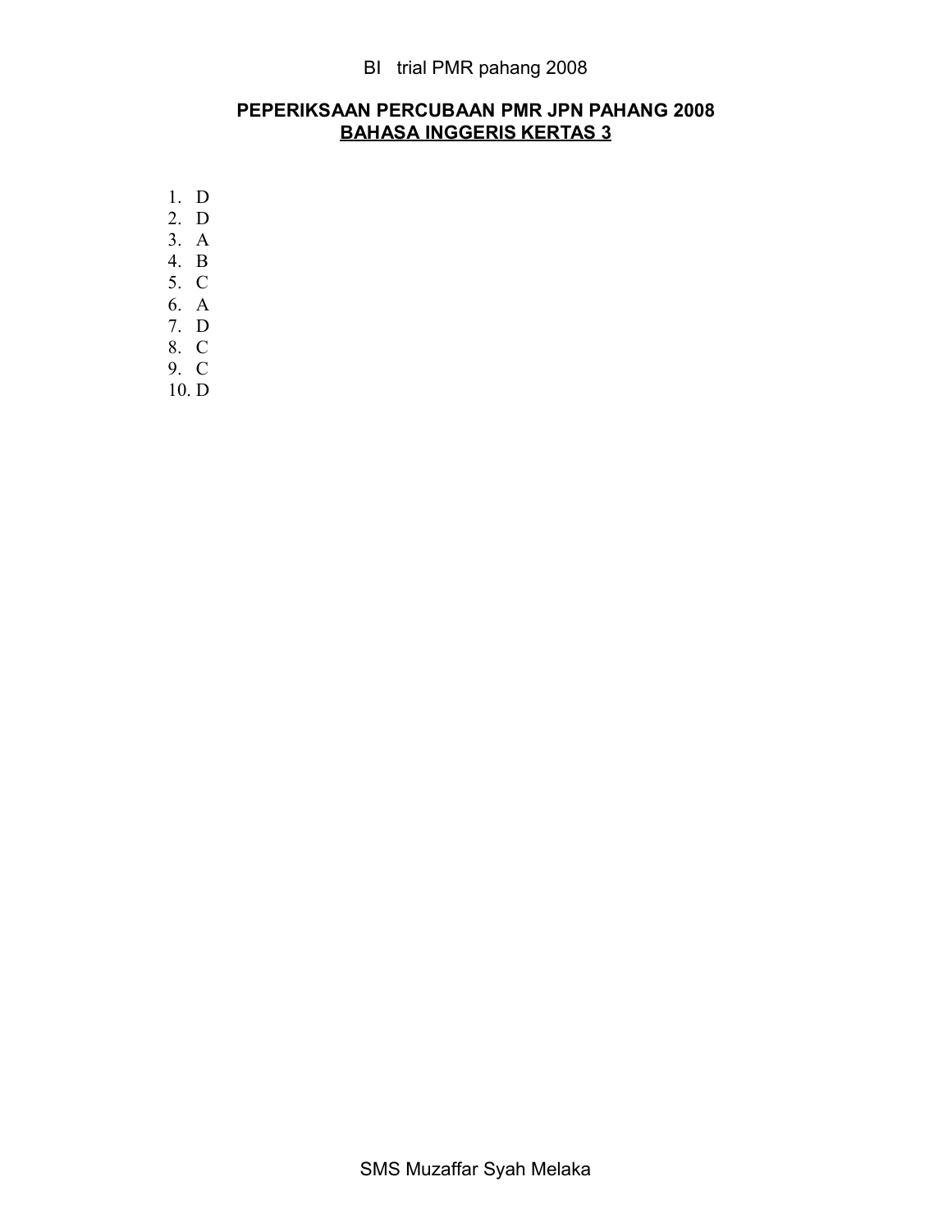**PEPERIKSAAN PERCUBAAN PMR JPN PAHANG 2008**
**BAHASA INGGERIS KERTAS 3**

1. D
2. D
3. A
4. B
5. C
6. A
7. D
8. C
9. C
10. D